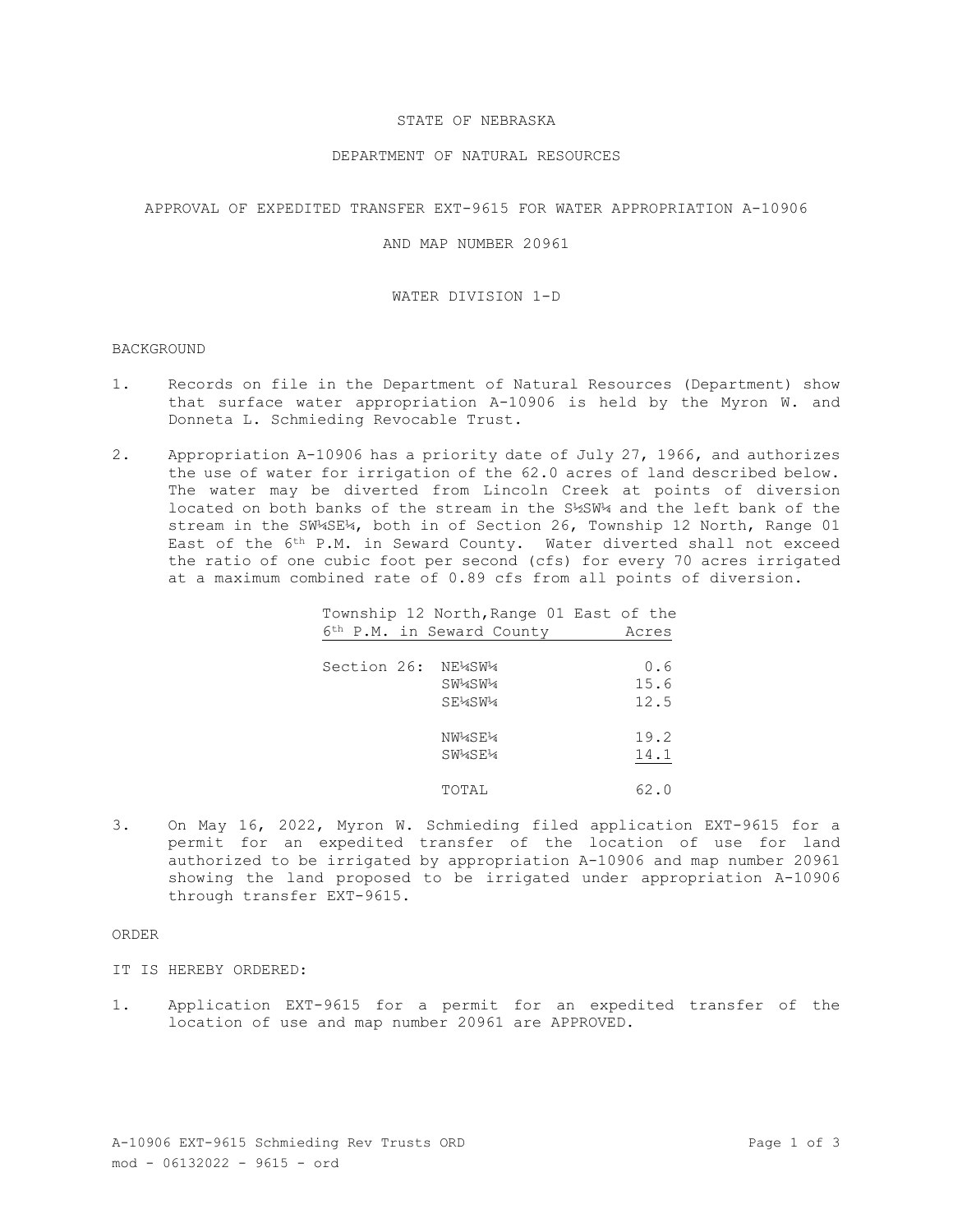STATE OF NEBRASKA

DEPARTMENT OF NATURAL RESOURCES

APPROVAL OF EXPEDITED TRANSFER EXT-9615 FOR WATER APPROPRIATION A-10906

AND MAP NUMBER 20961

WATER DIVISION 1-D

BACKGROUND

1. Records on file in the Department of Natural Resources (Department) show that surface water appropriation A-10906 is held by the Myron W. and Donneta L. Schmieding Revocable Trust.

2. Appropriation A-10906 has a priority date of July 27, 1966, and authorizes the use of water for irrigation of the 62.0 acres of land described below. The water may be diverted from Lincoln Creek at points of diversion located on both banks of the stream in the S½SW¼ and the left bank of the stream in the SW¼SE¼, both in of Section 26, Township 12 North, Range 01 East of the 6th P.M. in Seward County. Water diverted shall not exceed the ratio of one cubic foot per second (cfs) for every 70 acres irrigated at a maximum combined rate of 0.89 cfs from all points of diversion.

| Township 12 North, Range 01 East of the 6th P.M. in Seward County | | Acres |
|---|---|---|
| Section 26: | NE¼SW¼ | 0.6 |
| | SW¼SW¼ | 15.6 |
| | SE¼SW¼ | 12.5 |
| | NW¼SE¼ | 19.2 |
| | SW¼SE¼ | 14.1 |
| | TOTAL | 62.0 |

3. On May 16, 2022, Myron W. Schmieding filed application EXT-9615 for a permit for an expedited transfer of the location of use for land authorized to be irrigated by appropriation A-10906 and map number 20961 showing the land proposed to be irrigated under appropriation A-10906 through transfer EXT-9615.

ORDER

IT IS HEREBY ORDERED:

1. Application EXT-9615 for a permit for an expedited transfer of the location of use and map number 20961 are APPROVED.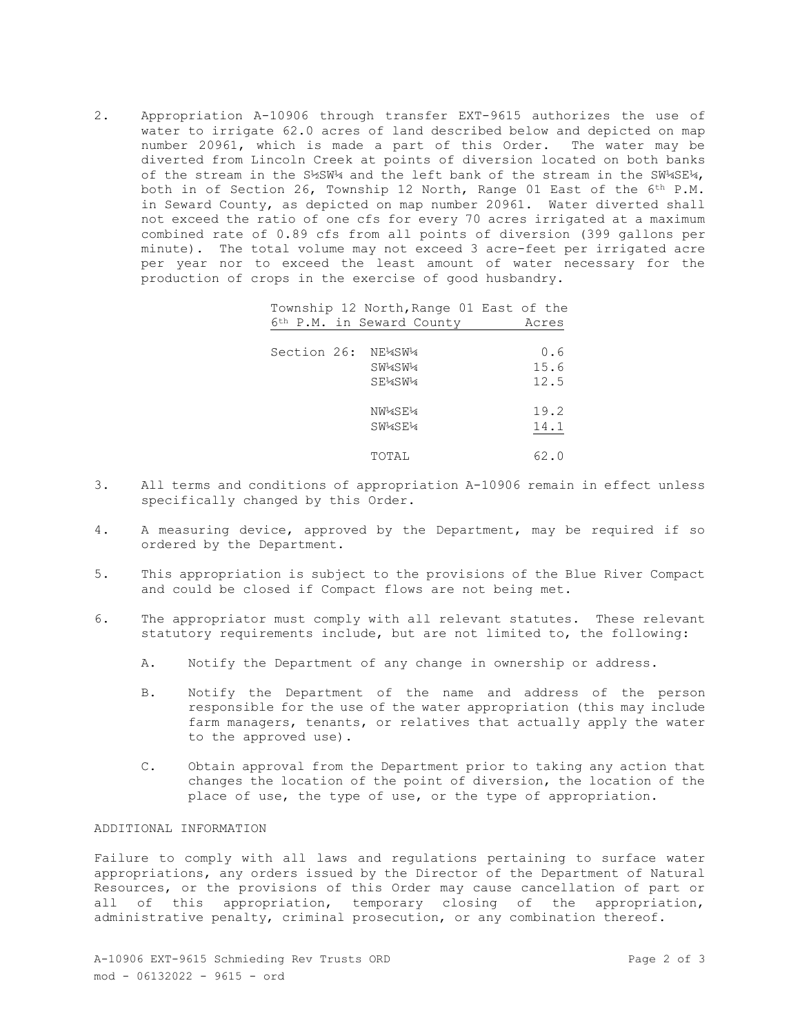2. Appropriation A-10906 through transfer EXT-9615 authorizes the use of water to irrigate 62.0 acres of land described below and depicted on map number 20961, which is made a part of this Order. The water may be diverted from Lincoln Creek at points of diversion located on both banks of the stream in the S½SW¼ and the left bank of the stream in the SW¼SE¼, both in of Section 26, Township 12 North, Range 01 East of the 6th P.M. in Seward County, as depicted on map number 20961. Water diverted shall not exceed the ratio of one cfs for every 70 acres irrigated at a maximum combined rate of 0.89 cfs from all points of diversion (399 gallons per minute). The total volume may not exceed 3 acre-feet per irrigated acre per year nor to exceed the least amount of water necessary for the production of crops in the exercise of good husbandry.

| Township 12 North, Range 01 East of the 6th P.M. in Seward County | | Acres |
|---|---|---|
| Section 26: | NE¼SW¼ | 0.6 |
| | SW¼SW¼ | 15.6 |
| | SE¼SW¼ | 12.5 |
| | NW¼SE¼ | 19.2 |
| | SW¼SE¼ | 14.1 |
| | TOTAL | 62.0 |

3. All terms and conditions of appropriation A-10906 remain in effect unless specifically changed by this Order.

4. A measuring device, approved by the Department, may be required if so ordered by the Department.

5. This appropriation is subject to the provisions of the Blue River Compact and could be closed if Compact flows are not being met.

6. The appropriator must comply with all relevant statutes. These relevant statutory requirements include, but are not limited to, the following:

   A. Notify the Department of any change in ownership or address.

   B. Notify the Department of the name and address of the person responsible for the use of the water appropriation (this may include farm managers, tenants, or relatives that actually apply the water to the approved use).

   C. Obtain approval from the Department prior to taking any action that changes the location of the point of diversion, the location of the place of use, the type of use, or the type of appropriation.

ADDITIONAL INFORMATION

Failure to comply with all laws and regulations pertaining to surface water appropriations, any orders issued by the Director of the Department of Natural Resources, or the provisions of this Order may cause cancellation of part or all of this appropriation, temporary closing of the appropriation, administrative penalty, criminal prosecution, or any combination thereof.

A-10906 EXT-9615 Schmieding Rev Trusts ORD
mod - 06132022 - 9615 - ord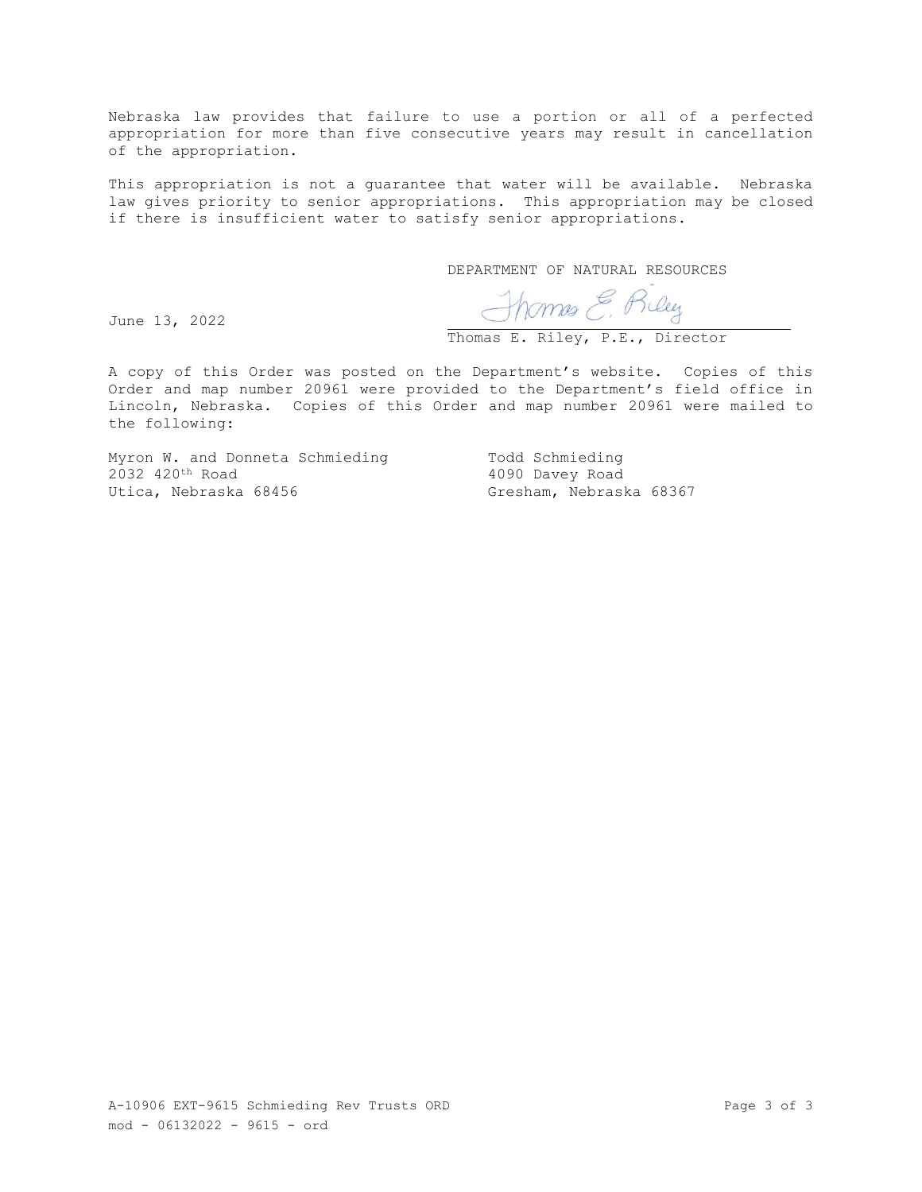Nebraska law provides that failure to use a portion or all of a perfected appropriation for more than five consecutive years may result in cancellation of the appropriation.

This appropriation is not a guarantee that water will be available. Nebraska law gives priority to senior appropriations. This appropriation may be closed if there is insufficient water to satisfy senior appropriations.

DEPARTMENT OF NATURAL RESOURCES

June 13, 2022

Thomas E. Riley, P.E., Director

A copy of this Order was posted on the Department's website. Copies of this Order and map number 20961 were provided to the Department's field office in Lincoln, Nebraska. Copies of this Order and map number 20961 were mailed to the following:

Myron W. and Donneta Schmieding  
2032 420th Road  
Utica, Nebraska 68456

Todd Schmieding  
4090 Davey Road  
Gresham, Nebraska 68367

A-10906 EXT-9615 Schmieding Rev Trusts ORD  
mod - 06132022 - 9615 - ord